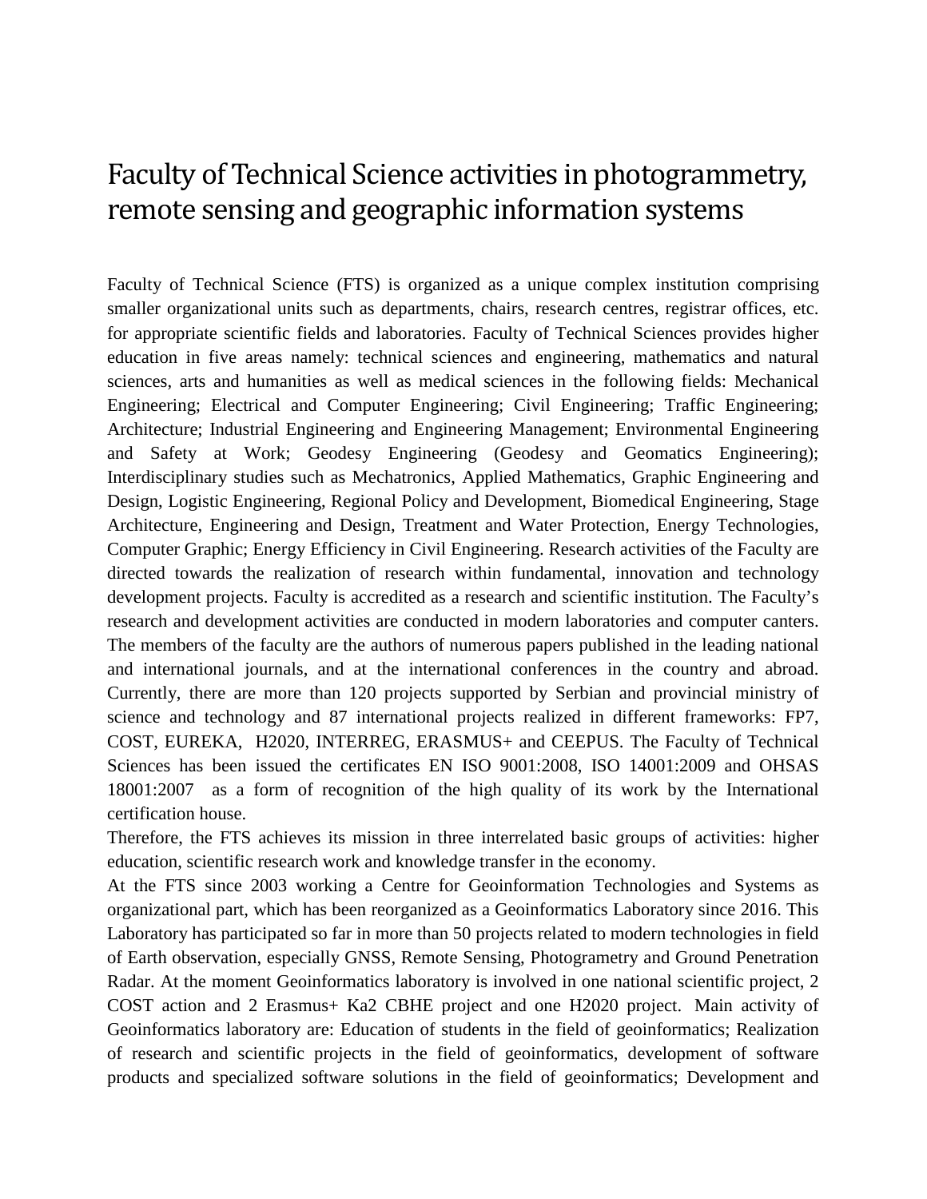# Faculty of Technical Science activities in photogrammetry, remote sensing and geographic information systems

Faculty of Technical Science (FTS) is organized as a unique complex institution comprising smaller organizational units such as departments, chairs, research centres, registrar offices, etc. for appropriate scientific fields and laboratories. Faculty of Technical Sciences provides higher education in five areas namely: technical sciences and engineering, mathematics and natural sciences, arts and humanities as well as medical sciences in the following fields: Mechanical Engineering; Electrical and Computer Engineering; Civil Engineering; Traffic Engineering; Architecture; Industrial Engineering and Engineering Management; Environmental Engineering and Safety at Work; Geodesy Engineering (Geodesy and Geomatics Engineering); Interdisciplinary studies such as Mechatronics, Applied Mathematics, Graphic Engineering and Design, Logistic Engineering, Regional Policy and Development, Biomedical Engineering, Stage Architecture, Engineering and Design, Treatment and Water Protection, Energy Technologies, Computer Graphic; Energy Efficiency in Civil Engineering. Research activities of the Faculty are directed towards the realization of research within fundamental, innovation and technology development projects. Faculty is accredited as a research and scientific institution. The Faculty's research and development activities are conducted in modern laboratories and computer canters. The members of the faculty are the authors of numerous papers published in the leading national and international journals, and at the international conferences in the country and abroad. Currently, there are more than 120 projects supported by Serbian and provincial ministry of science and technology and 87 international projects realized in different frameworks: FP7, COST, EUREKA, H2020, INTERREG, ERASMUS+ and CEEPUS. The Faculty of Technical Sciences has been issued the certificates EN ISO 9001:2008, ISO 14001:2009 and OHSAS 18001:2007 as a form of recognition of the high quality of its work by the International certification house.

Therefore, the FTS achieves its mission in three interrelated basic groups of activities: higher education, scientific research work and knowledge transfer in the economy.

At the FTS since 2003 working a Centre for Geoinformation Technologies and Systems as organizational part, which has been reorganized as a Geoinformatics Laboratory since 2016. This Laboratory has participated so far in more than 50 projects related to modern technologies in field of Earth observation, especially GNSS, Remote Sensing, Photogrametry and Ground Penetration Radar. At the moment Geoinformatics laboratory is involved in one national scientific project, 2 COST action and 2 Erasmus+ Ka2 CBHE project and one H2020 project. Main activity of Geoinformatics laboratory are: Education of students in the field of geoinformatics; Realization of research and scientific projects in the field of geoinformatics, development of software products and specialized software solutions in the field of geoinformatics; Development and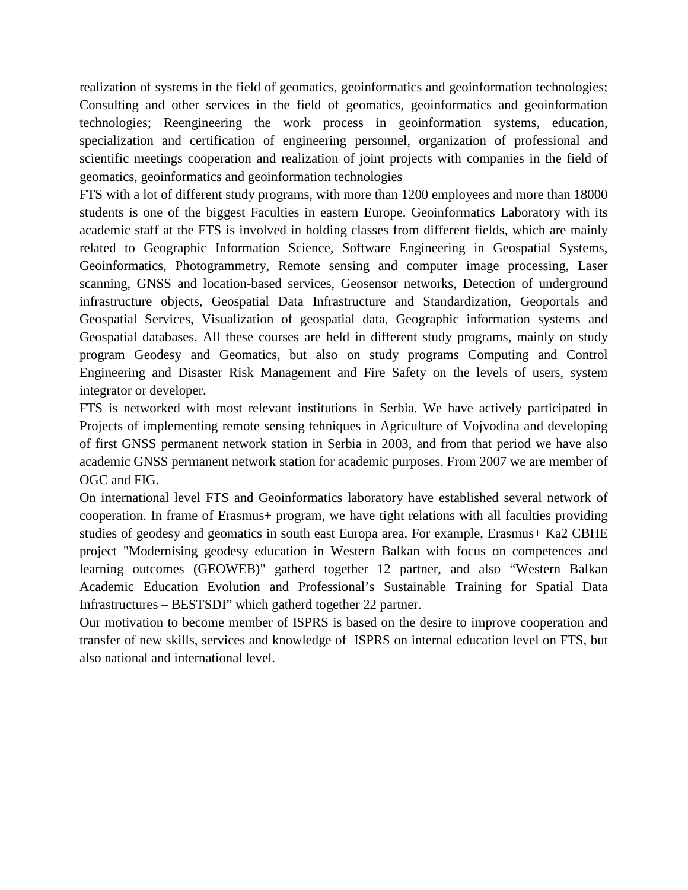realization of systems in the field of geomatics, geoinformatics and geoinformation technologies; Consulting and other services in the field of geomatics, geoinformatics and geoinformation technologies; Reengineering the work process in geoinformation systems, education, specialization and certification of engineering personnel, organization of professional and scientific meetings cooperation and realization of joint projects with companies in the field of geomatics, geoinformatics and geoinformation technologies

FTS with a lot of different study programs, with more than 1200 employees and more than 18000 students is one of the biggest Faculties in eastern Europe. Geoinformatics Laboratory with its academic staff at the FTS is involved in holding classes from different fields, which are mainly related to Geographic Information Science, Software Engineering in Geospatial Systems, Geoinformatics, Photogrammetry, Remote sensing and computer image processing, Laser scanning, GNSS and location-based services, Geosensor networks, Detection of underground infrastructure objects, Geospatial Data Infrastructure and Standardization, Geoportals and Geospatial Services, Visualization of geospatial data, Geographic information systems and Geospatial databases. All these courses are held in different study programs, mainly on study program Geodesy and Geomatics, but also on study programs Computing and Control Engineering and Disaster Risk Management and Fire Safety on the levels of users, system integrator or developer.

FTS is networked with most relevant institutions in Serbia. We have actively participated in Projects of implementing remote sensing tehniques in Agriculture of Vojvodina and developing of first GNSS permanent network station in Serbia in 2003, and from that period we have also academic GNSS permanent network station for academic purposes. From 2007 we are member of OGC and FIG.

On international level FTS and Geoinformatics laboratory have established several network of cooperation. In frame of Erasmus+ program, we have tight relations with all faculties providing studies of geodesy and geomatics in south east Europa area. For example, Erasmus+ Ka2 CBHE project "Modernising geodesy education in Western Balkan with focus on competences and learning outcomes (GEOWEB)" gatherd together 12 partner, and also “Western Balkan Academic Education Evolution and Professional’s Sustainable Training for Spatial Data Infrastructures – BESTSDI” which gatherd together 22 partner.

Our motivation to become member of ISPRS is based on the desire to improve cooperation and transfer of new skills, services and knowledge of ISPRS on internal education level on FTS, but also national and international level.